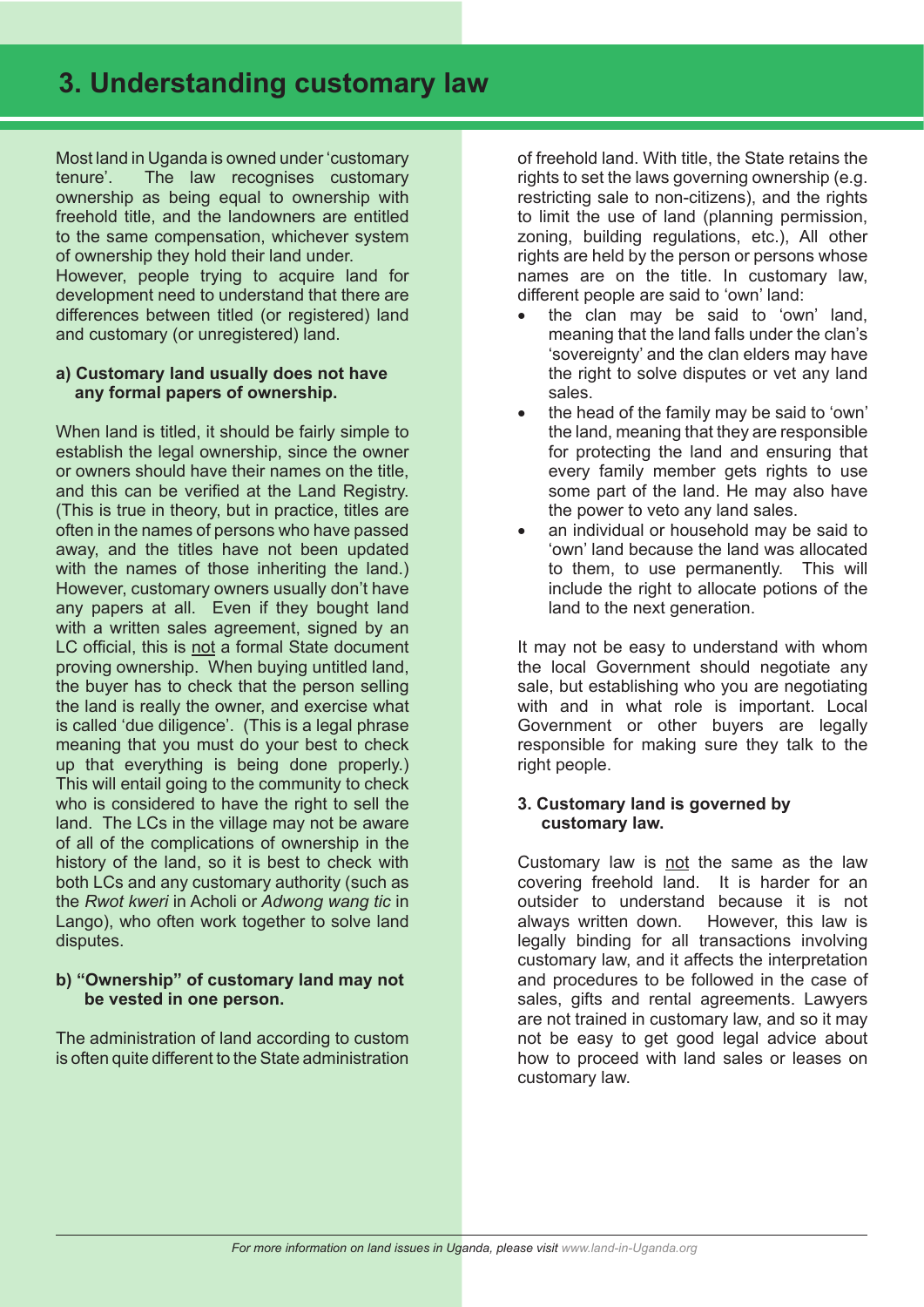# 3. Understanding customary law

Most land in Uganda is owned under 'customary tenure'. The law recognises customary ownership as being equal to ownership with freehold title, and the landowners are entitled to the same compensation, whichever system of ownership they hold their land under.

However, people trying to acquire land for development need to understand that there are differences between titled (or registered) land and customary (or unregistered) land.

### a) Customary land usually does not have any formal papers of ownership.

When land is titled, it should be fairly simple to establish the legal ownership, since the owner or owners should have their names on the title, and this can be verified at the Land Registry. (This is true in theory, but in practice, titles are often in the names of persons who have passed away, and the titles have not been updated with the names of those inheriting the land.) However, customary owners usually don't have any papers at all. Even if they bought land with a written sales agreement, signed by an LC official, this is not a formal State document proving ownership. When buying untitled land, the buyer has to check that the person selling the land is really the owner, and exercise what is called 'due diligence'. (This is a legal phrase meaning that you must do your best to check up that everything is being done properly.) This will entail going to the community to check who is considered to have the right to sell the land. The LCs in the village may not be aware of all of the complications of ownership in the history of the land, so it is best to check with both LCs and any customary authority (such as the *Rwot kweri* in Acholi or *Adwong wang tic* in Lango), who often work together to solve land disputes.

### b) "Ownership" of customary land may not be vested in one person.

The administration of land according to custom is often quite different to the State administration of freehold land. With title, the State retains the rights to set the laws governing ownership (e.g. restricting sale to non-citizens), and the rights to limit the use of land (planning permission, zoning, building regulations, etc.), All other rights are held by the person or persons whose names are on the title. In customary law, different people are said to 'own' land:

- the clan may be said to 'own' land, meaning that the land falls under the clan's 'sovereignty' and the clan elders may have the right to solve disputes or vet any land sales.
- the head of the family may be said to 'own' the land, meaning that they are responsible for protecting the land and ensuring that every family member gets rights to use some part of the land. He may also have the power to veto any land sales.
- an individual or household may be said to 'own' land because the land was allocated to them, to use permanently. This will include the right to allocate potions of the land to the next generation.

It may not be easy to understand with whom the local Government should negotiate any sale, but establishing who you are negotiating with and in what role is important. Local Government or other buyers are legally responsible for making sure they talk to the right people.

### 3. Customary land is governed by customary law.

Customary law is not the same as the law covering freehold land. It is harder for an outsider to understand because it is not always written down. However, this law is legally binding for all transactions involving customary law, and it affects the interpretation and procedures to be followed in the case of sales, gifts and rental agreements. Lawyers are not trained in customary law, and so it may not be easy to get good legal advice about how to proceed with land sales or leases on customary law.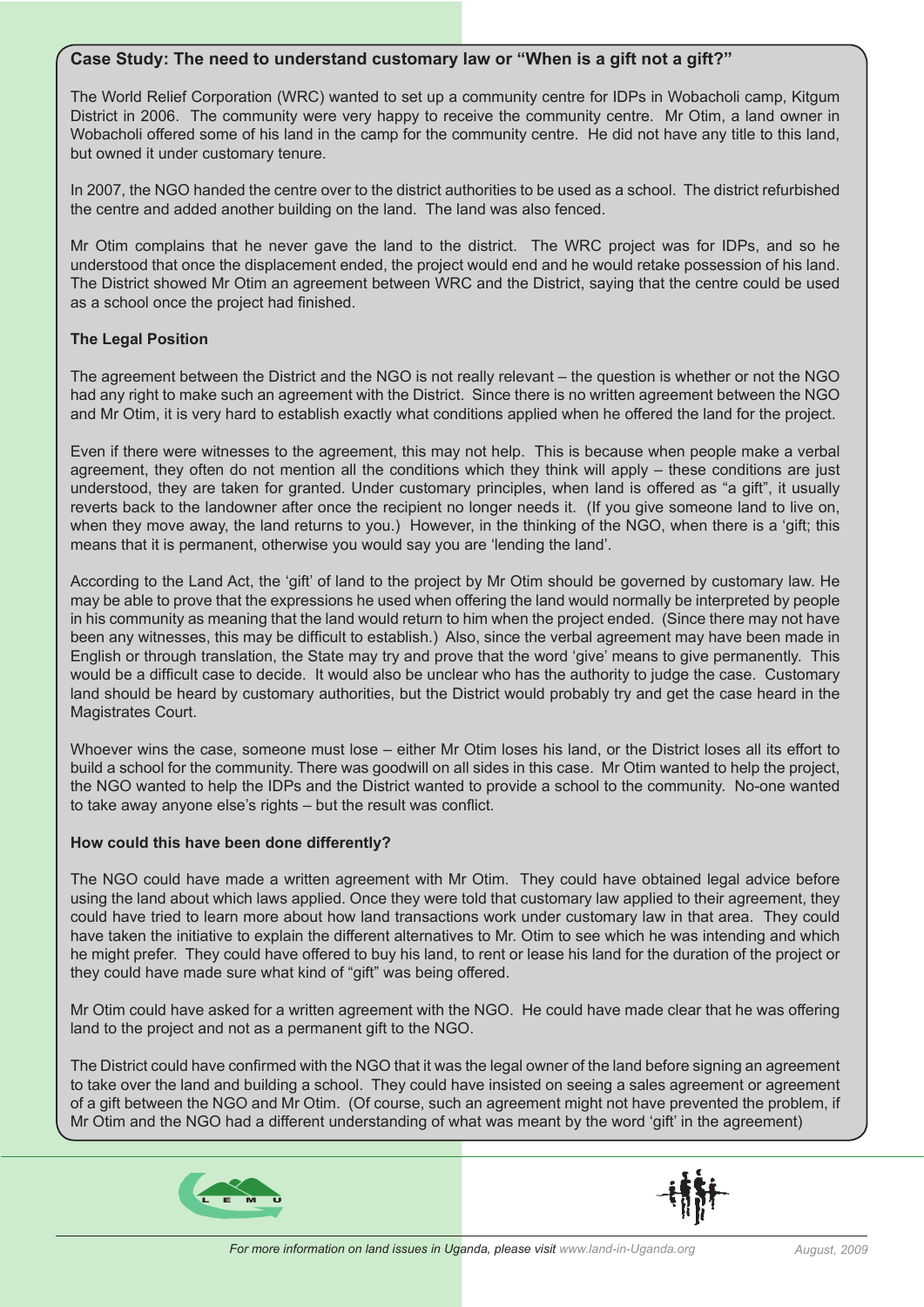## Case Study: The need to understand customary law or "When is a gift not a gift?"

The World Relief Corporation (WRC) wanted to set up a community centre for IDPs in Wobacholi camp, Kitgum District in 2006. The community were very happy to receive the community centre. Mr Otim, a land owner in Wobacholi offered some of his land in the camp for the community centre. He did not have any title to this land, but owned it under customary tenure.

In 2007, the NGO handed the centre over to the district authorities to be used as a school. The district refurbished the centre and added another building on the land. The land was also fenced.

Mr Otim complains that he never gave the land to the district. The WRC project was for IDPs, and so he understood that once the displacement ended, the project would end and he would retake possession of his land. The District showed Mr Otim an agreement between WRC and the District, saying that the centre could be used as a school once the project had finished.

### The Legal Position

The agreement between the District and the NGO is not really relevant – the question is whether or not the NGO had any right to make such an agreement with the District. Since there is no written agreement between the NGO and Mr Otim, it is very hard to establish exactly what conditions applied when he offered the land for the project.

Even if there were witnesses to the agreement, this may not help. This is because when people make a verbal agreement, they often do not mention all the conditions which they think will apply – these conditions are just understood, they are taken for granted. Under customary principles, when land is offered as "a gift", it usually reverts back to the landowner after once the recipient no longer needs it. (If you give someone land to live on, when they move away, the land returns to you.) However, in the thinking of the NGO, when there is a 'gift; this means that it is permanent, otherwise you would say you are 'lending the land'.

According to the Land Act, the 'gift' of land to the project by Mr Otim should be governed by customary law. He may be able to prove that the expressions he used when offering the land would normally be interpreted by people in his community as meaning that the land would return to him when the project ended. (Since there may not have been any witnesses, this may be difficult to establish.) Also, since the verbal agreement may have been made in English or through translation, the State may try and prove that the word 'give' means to give permanently. This would be a difficult case to decide. It would also be unclear who has the authority to judge the case. Customary land should be heard by customary authorities, but the District would probably try and get the case heard in the Magistrates Court.

Whoever wins the case, someone must lose – either Mr Otim loses his land, or the District loses all its effort to build a school for the community. There was goodwill on all sides in this case. Mr Otim wanted to help the project, the NGO wanted to help the IDPs and the District wanted to provide a school to the community. No-one wanted to take away anyone else's rights – but the result was conflict.

### How could this have been done differently?

The NGO could have made a written agreement with Mr Otim. They could have obtained legal advice before using the land about which laws applied. Once they were told that customary law applied to their agreement, they could have tried to learn more about how land transactions work under customary law in that area. They could have taken the initiative to explain the different alternatives to Mr. Otim to see which he was intending and which he might prefer. They could have offered to buy his land, to rent or lease his land for the duration of the project or they could have made sure what kind of "gift" was being offered.

Mr Otim could have asked for a written agreement with the NGO. He could have made clear that he was offering land to the project and not as a permanent gift to the NGO.

The District could have confirmed with the NGO that it was the legal owner of the land before signing an agreement to take over the land and building a school. They could have insisted on seeing a sales agreement or agreement of a gift between the NGO and Mr Otim. (Of course, such an agreement might not have prevented the problem, if Mr Otim and the NGO had a different understanding of what was meant by the word 'gift' in the agreement)

L E M U

*For more information on land issues in Uganda, please visit www.land-in-Uganda.org*

*August, 2009*